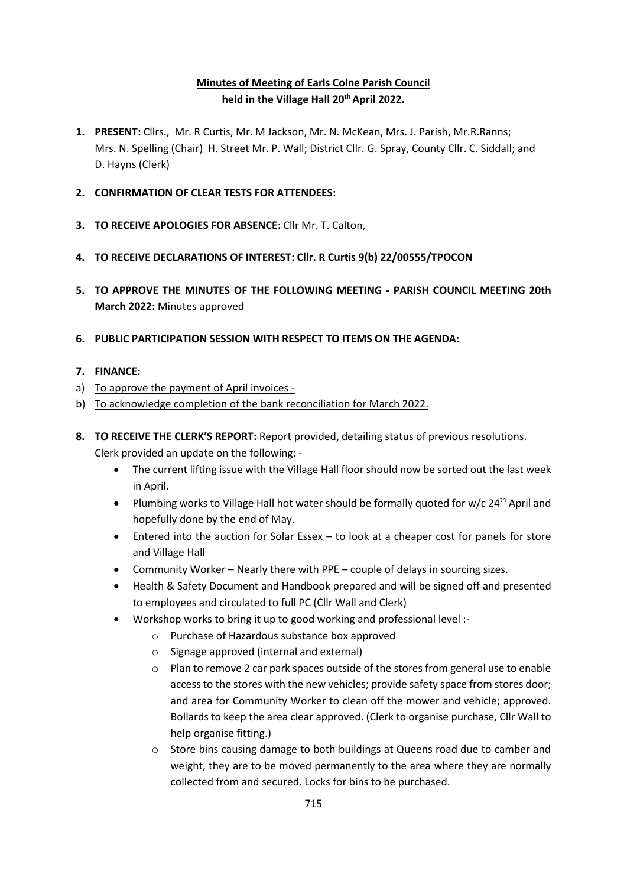**Minutes of Meeting of Earls Colne Parish Council held in the Village Hall 20th April 2022.**

1. **PRESENT:** Cllrs., Mr. R Curtis, Mr. M Jackson, Mr. N. McKean, Mrs. J. Parish, Mr.R.Ranns; Mrs. N. Spelling (Chair) H. Street Mr. P. Wall; District Cllr. G. Spray, County Cllr. C. Siddall; and D. Hayns (Clerk)

2. **CONFIRMATION OF CLEAR TESTS FOR ATTENDEES:**

3. **TO RECEIVE APOLOGIES FOR ABSENCE:** Cllr Mr. T. Calton,

4. **TO RECEIVE DECLARATIONS OF INTEREST: Cllr. R Curtis 9(b) 22/00555/TPOCON**

5. **TO APPROVE THE MINUTES OF THE FOLLOWING MEETING - PARISH COUNCIL MEETING 20th March 2022:** Minutes approved

6. **PUBLIC PARTICIPATION SESSION WITH RESPECT TO ITEMS ON THE AGENDA:**

7. **FINANCE:**

a) To approve the payment of April invoices -

b) To acknowledge completion of the bank reconciliation for March 2022.

8. **TO RECEIVE THE CLERK'S REPORT:** Report provided, detailing status of previous resolutions. Clerk provided an update on the following: -
   - The current lifting issue with the Village Hall floor should now be sorted out the last week in April.
   - Plumbing works to Village Hall hot water should be formally quoted for w/c 24th April and hopefully done by the end of May.
   - Entered into the auction for Solar Essex – to look at a cheaper cost for panels for store and Village Hall
   - Community Worker – Nearly there with PPE – couple of delays in sourcing sizes.
   - Health & Safety Document and Handbook prepared and will be signed off and presented to employees and circulated to full PC (Cllr Wall and Clerk)
   - Workshop works to bring it up to good working and professional level :-
     - Purchase of Hazardous substance box approved
     - Signage approved (internal and external)
     - Plan to remove 2 car park spaces outside of the stores from general use to enable access to the stores with the new vehicles; provide safety space from stores door; and area for Community Worker to clean off the mower and vehicle; approved. Bollards to keep the area clear approved. (Clerk to organise purchase, Cllr Wall to help organise fitting.)
     - Store bins causing damage to both buildings at Queens road due to camber and weight, they are to be moved permanently to the area where they are normally collected from and secured. Locks for bins to be purchased.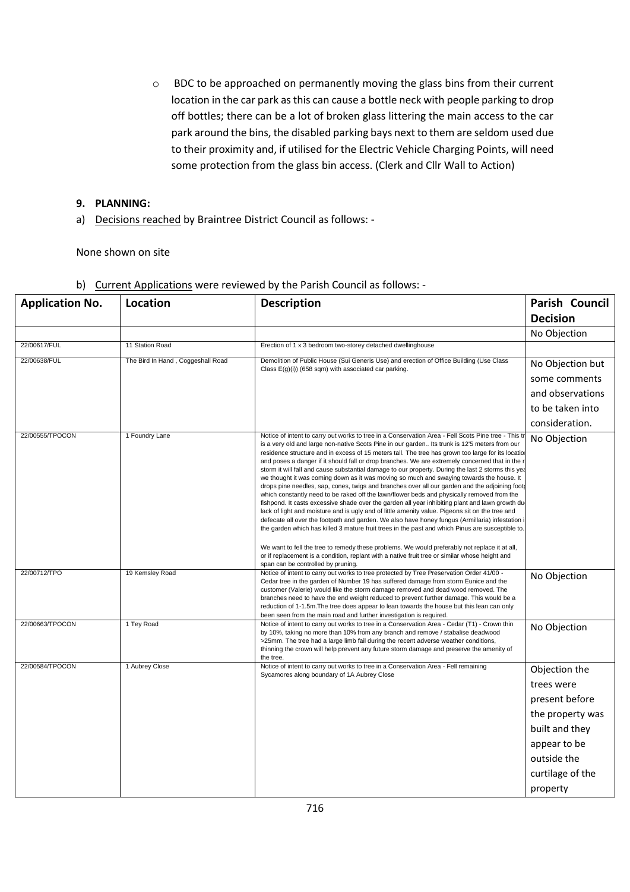- BDC to be approached on permanently moving the glass bins from their current location in the car park as this can cause a bottle neck with people parking to drop off bottles; there can be a lot of broken glass littering the main access to the car park around the bins, the disabled parking bays next to them are seldom used due to their proximity and, if utilised for the Electric Vehicle Charging Points, will need some protection from the glass bin access. (Clerk and Cllr Wall to Action)

**9. PLANNING:**

a) Decisions reached by Braintree District Council as follows: -

None shown on site

b) Current Applications were reviewed by the Parish Council as follows: -

| Application No. | Location | Description | Parish Council Decision |
|---|---|---|---|
| | | | No Objection |
| 22/00617/FUL | 11 Station Road | Erection of 1 x 3 bedroom two-storey detached dwellinghouse | |
| 22/00638/FUL | The Bird In Hand , Coggeshall Road | Demolition of Public House (Sui Generis Use) and erection of Office Building (Use Class Class E(g)(i)) (658 sqm) with associated car parking. | No Objection but some comments and observations to be taken into consideration. |
| 22/00555/TPOCON | 1 Foundry Lane | Notice of intent to carry out works to tree in a Conservation Area - Fell Scots Pine tree - This tr is a very old and large non-native Scots Pine in our garden.. Its trunk is 12'5 meters from our residence structure and in excess of 15 meters tall. The tree has grown too large for its locatio and poses a danger if it should fall or drop branches. We are extremely concerned that in the n storm it will fall and cause substantial damage to our property. During the last 2 storms this yea we thought it was coming down as it was moving so much and swaying towards the house. It drops pine needles, sap, cones, twigs and branches over all our garden and the adjoining footp which constantly need to be raked off the lawn/flower beds and physically removed from the fishpond. It casts excessive shade over the garden all year inhibiting plant and lawn growth du lack of light and moisture and is ugly and of little amenity value. Pigeons sit on the tree and defecate all over the footpath and garden. We also have honey fungus (Armillaria) infestation i the garden which has killed 3 mature fruit trees in the past and which Pinus are susceptible to.<br><br>We want to fell the tree to remedy these problems. We would preferably not replace it at all, or if replacement is a condition, replant with a native fruit tree or similar whose height and span can be controlled by pruning. | No Objection |
| 22/00712/TPO | 19 Kemsley Road | Notice of intent to carry out works to tree protected by Tree Preservation Order 41/00 - Cedar tree in the garden of Number 19 has suffered damage from storm Eunice and the customer (Valerie) would like the storm damage removed and dead wood removed. The branches need to have the end weight reduced to prevent further damage. This would be a reduction of 1-1.5m.The tree does appear to lean towards the house but this lean can only been seen from the main road and further investigation is required. | No Objection |
| 22/00663/TPOCON | 1 Tey Road | Notice of intent to carry out works to tree in a Conservation Area - Cedar (T1) - Crown thin by 10%, taking no more than 10% from any branch and remove / stabalise deadwood >25mm. The tree had a large limb fail during the recent adverse weather conditions, thinning the crown will help prevent any future storm damage and preserve the amenity of the tree. | No Objection |
| 22/00584/TPOCON | 1 Aubrey Close | Notice of intent to carry out works to tree in a Conservation Area - Fell remaining Sycamores along boundary of 1A Aubrey Close | Objection the trees were present before the property was built and they appear to be outside the curtilage of the property |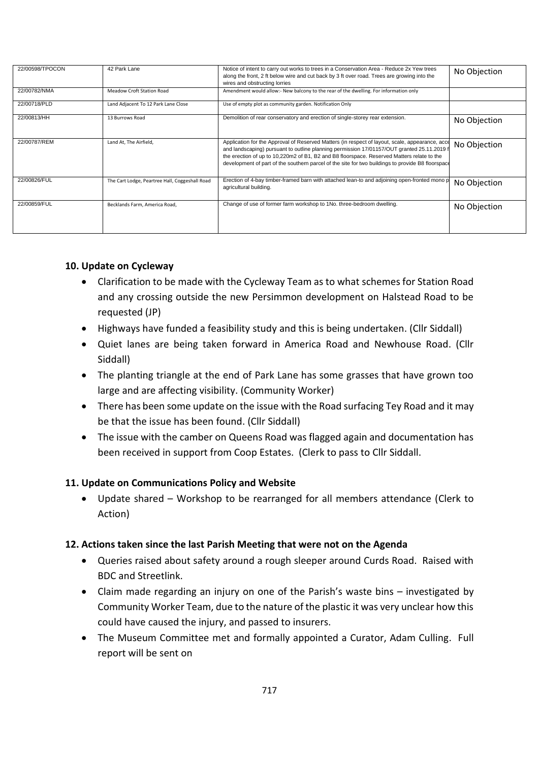| 22/00598/TPOCON | 42 Park Lane | Notice of intent to carry out works to trees in a Conservation Area - Reduce 2x Yew trees along the front, 2 ft below wire and cut back by 3 ft over road. Trees are growing into the wires and obstructing lorries | No Objection |
|---|---|---|---|
| 22/00782/NMA | Meadow Croft Station Road | Amendment would allow:- New balcony to the rear of the dwelling. For information only | |
| 22/00718/PLD | Land Adjacent To 12 Park Lane Close | Use of empty plot as community garden. Notification Only | |
| 22/00813/HH | 13 Burrows Road | Demolition of rear conservatory and erection of single-storey rear extension. | No Objection |
| 22/00787/REM | Land At, The Airfield, | Application for the Approval of Reserved Matters (in respect of layout, scale, appearance, acce and landscaping) pursuant to outline planning permission 17/01157/OUT granted 25.11.2019 f the erection of up to 10,220m2 of B1, B2 and B8 floorspace. Reserved Matters relate to the development of part of the southern parcel of the site for two buildings to provide B8 floorspace | No Objection |
| 22/00826/FUL | The Cart Lodge, Peartree Hall, Coggeshall Road | Erection of 4-bay timber-framed barn with attached lean-to and adjoining open-fronted mono p agricultural building. | No Objection |
| 22/00859/FUL | Becklands Farm, America Road, | Change of use of former farm workshop to 1No. three-bedroom dwelling. | No Objection |

**10. Update on Cycleway**

- Clarification to be made with the Cycleway Team as to what schemes for Station Road and any crossing outside the new Persimmon development on Halstead Road to be requested (JP)
- Highways have funded a feasibility study and this is being undertaken. (Cllr Siddall)
- Quiet lanes are being taken forward in America Road and Newhouse Road. (Cllr Siddall)
- The planting triangle at the end of Park Lane has some grasses that have grown too large and are affecting visibility. (Community Worker)
- There has been some update on the issue with the Road surfacing Tey Road and it may be that the issue has been found. (Cllr Siddall)
- The issue with the camber on Queens Road was flagged again and documentation has been received in support from Coop Estates. (Clerk to pass to Cllr Siddall.

**11. Update on Communications Policy and Website**

- Update shared – Workshop to be rearranged for all members attendance (Clerk to Action)

**12. Actions taken since the last Parish Meeting that were not on the Agenda**

- Queries raised about safety around a rough sleeper around Curds Road. Raised with BDC and Streetlink.
- Claim made regarding an injury on one of the Parish's waste bins – investigated by Community Worker Team, due to the nature of the plastic it was very unclear how this could have caused the injury, and passed to insurers.
- The Museum Committee met and formally appointed a Curator, Adam Culling. Full report will be sent on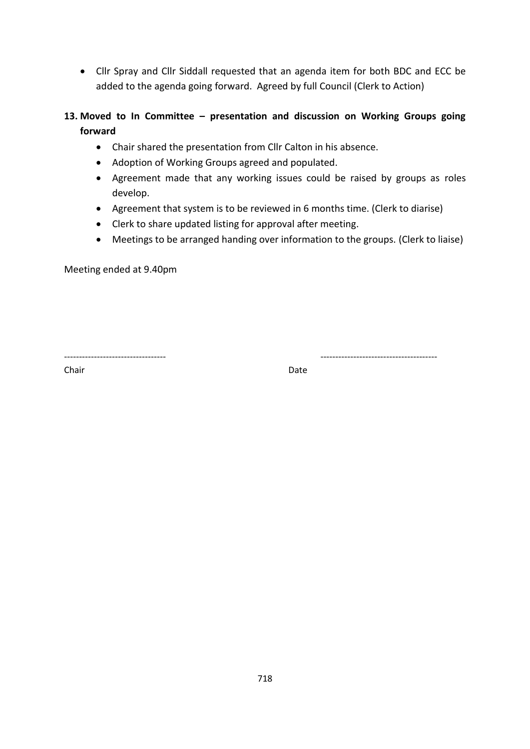- Cllr Spray and Cllr Siddall requested that an agenda item for both BDC and ECC be added to the agenda going forward. Agreed by full Council (Clerk to Action)

**13. Moved to In Committee – presentation and discussion on Working Groups going forward**

- Chair shared the presentation from Cllr Calton in his absence.
- Adoption of Working Groups agreed and populated.
- Agreement made that any working issues could be raised by groups as roles develop.
- Agreement that system is to be reviewed in 6 months time. (Clerk to diarise)
- Clerk to share updated listing for approval after meeting.
- Meetings to be arranged handing over information to the groups. (Clerk to liaise)

Meeting ended at 9.40pm

---------------------------------- ---------------------------------------

Chair Date